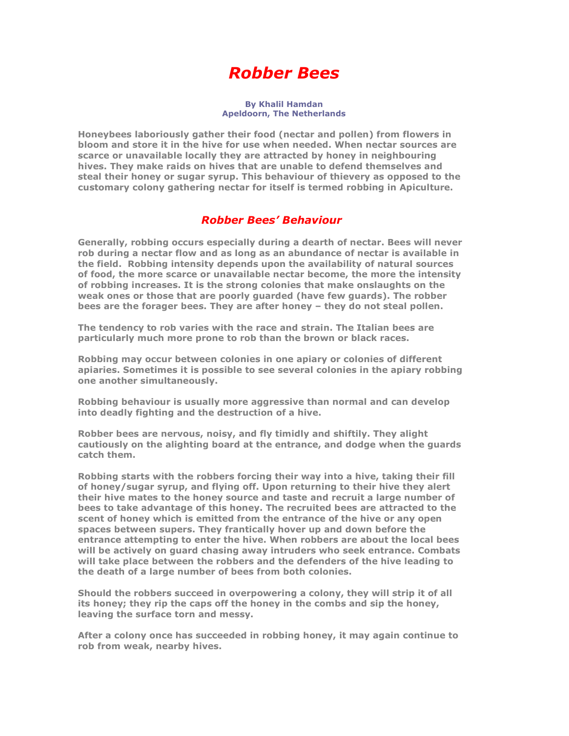# *Robber Bees*

**By Khalil Hamdan**
**Apeldoorn, The Netherlands**

**Honeybees laboriously gather their food (nectar and pollen) from flowers in bloom and store it in the hive for use when needed. When nectar sources are scarce or unavailable locally they are attracted by honey in neighbouring hives. They make raids on hives that are unable to defend themselves and steal their honey or sugar syrup. This behaviour of thievery as opposed to the customary colony gathering nectar for itself is termed robbing in Apiculture.**

## *Robber Bees' Behaviour*

**Generally, robbing occurs especially during a dearth of nectar. Bees will never rob during a nectar flow and as long as an abundance of nectar is available in the field. Robbing intensity depends upon the availability of natural sources of food, the more scarce or unavailable nectar become, the more the intensity of robbing increases. It is the strong colonies that make onslaughts on the weak ones or those that are poorly guarded (have few guards). The robber bees are the forager bees. They are after honey – they do not steal pollen.**

**The tendency to rob varies with the race and strain. The Italian bees are particularly much more prone to rob than the brown or black races.**

**Robbing may occur between colonies in one apiary or colonies of different apiaries. Sometimes it is possible to see several colonies in the apiary robbing one another simultaneously.**

**Robbing behaviour is usually more aggressive than normal and can develop into deadly fighting and the destruction of a hive.**

**Robber bees are nervous, noisy, and fly timidly and shiftily. They alight cautiously on the alighting board at the entrance, and dodge when the guards catch them.**

**Robbing starts with the robbers forcing their way into a hive, taking their fill of honey/sugar syrup, and flying off. Upon returning to their hive they alert their hive mates to the honey source and taste and recruit a large number of bees to take advantage of this honey. The recruited bees are attracted to the scent of honey which is emitted from the entrance of the hive or any open spaces between supers. They frantically hover up and down before the entrance attempting to enter the hive. When robbers are about the local bees will be actively on guard chasing away intruders who seek entrance. Combats will take place between the robbers and the defenders of the hive leading to the death of a large number of bees from both colonies.**

**Should the robbers succeed in overpowering a colony, they will strip it of all its honey; they rip the caps off the honey in the combs and sip the honey, leaving the surface torn and messy.**

**After a colony once has succeeded in robbing honey, it may again continue to rob from weak, nearby hives.**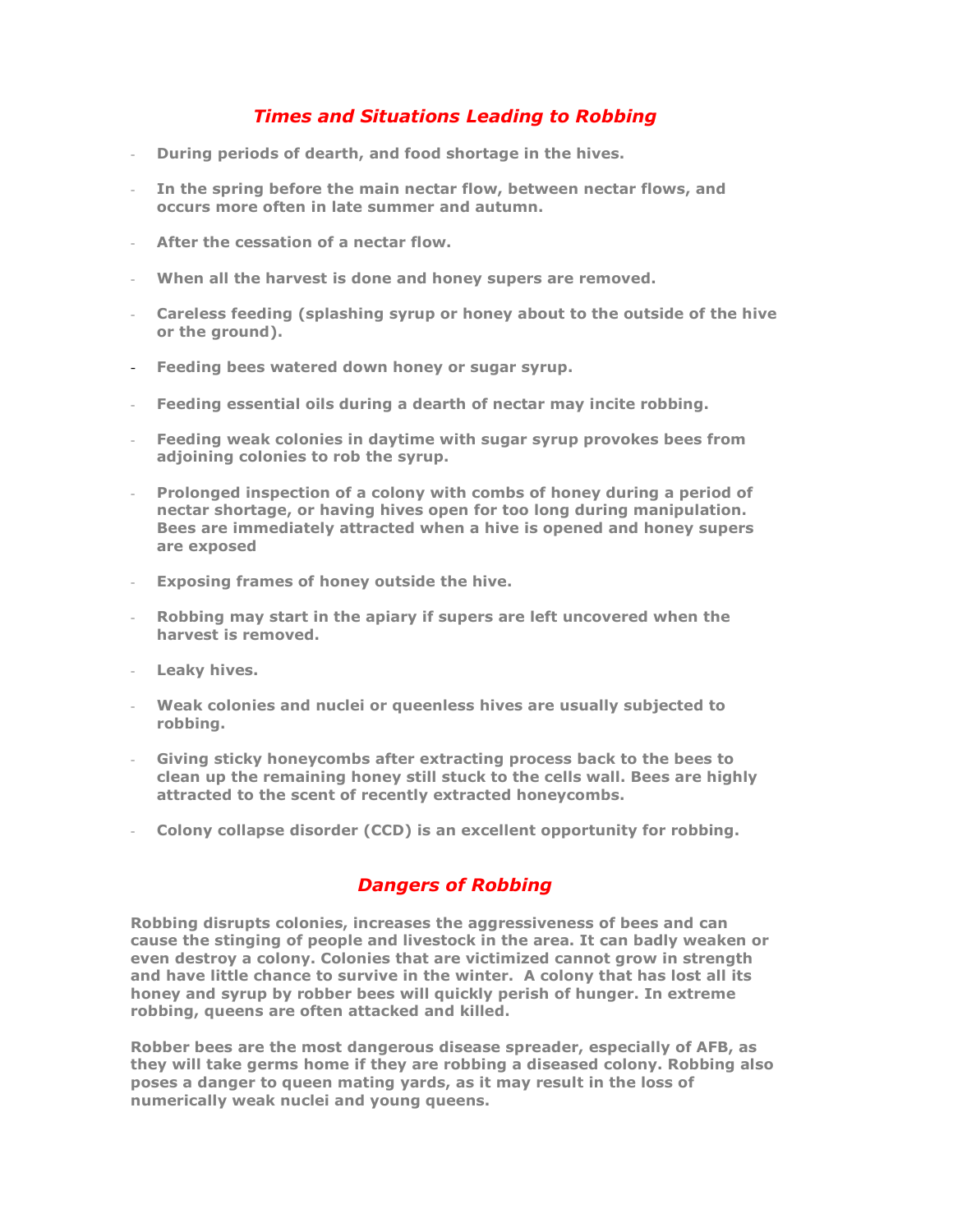## *Times and Situations Leading to Robbing*

- **During periods of dearth, and food shortage in the hives.**
- **In the spring before the main nectar flow, between nectar flows, and occurs more often in late summer and autumn.**
- **After the cessation of a nectar flow.**
- **When all the harvest is done and honey supers are removed.**
- **Careless feeding (splashing syrup or honey about to the outside of the hive or the ground).**
- **Feeding bees watered down honey or sugar syrup.**
- **Feeding essential oils during a dearth of nectar may incite robbing.**
- **Feeding weak colonies in daytime with sugar syrup provokes bees from adjoining colonies to rob the syrup.**
- **Prolonged inspection of a colony with combs of honey during a period of nectar shortage, or having hives open for too long during manipulation. Bees are immediately attracted when a hive is opened and honey supers are exposed**
- **Exposing frames of honey outside the hive.**
- **Robbing may start in the apiary if supers are left uncovered when the harvest is removed.**
- **Leaky hives.**
- **Weak colonies and nuclei or queenless hives are usually subjected to robbing.**
- **Giving sticky honeycombs after extracting process back to the bees to clean up the remaining honey still stuck to the cells wall. Bees are highly attracted to the scent of recently extracted honeycombs.**
- **Colony collapse disorder (CCD) is an excellent opportunity for robbing.**

## *Dangers of Robbing*

**Robbing disrupts colonies, increases the aggressiveness of bees and can cause the stinging of people and livestock in the area. It can badly weaken or even destroy a colony. Colonies that are victimized cannot grow in strength and have little chance to survive in the winter. A colony that has lost all its honey and syrup by robber bees will quickly perish of hunger. In extreme robbing, queens are often attacked and killed.**

**Robber bees are the most dangerous disease spreader, especially of AFB, as they will take germs home if they are robbing a diseased colony. Robbing also poses a danger to queen mating yards, as it may result in the loss of numerically weak nuclei and young queens.**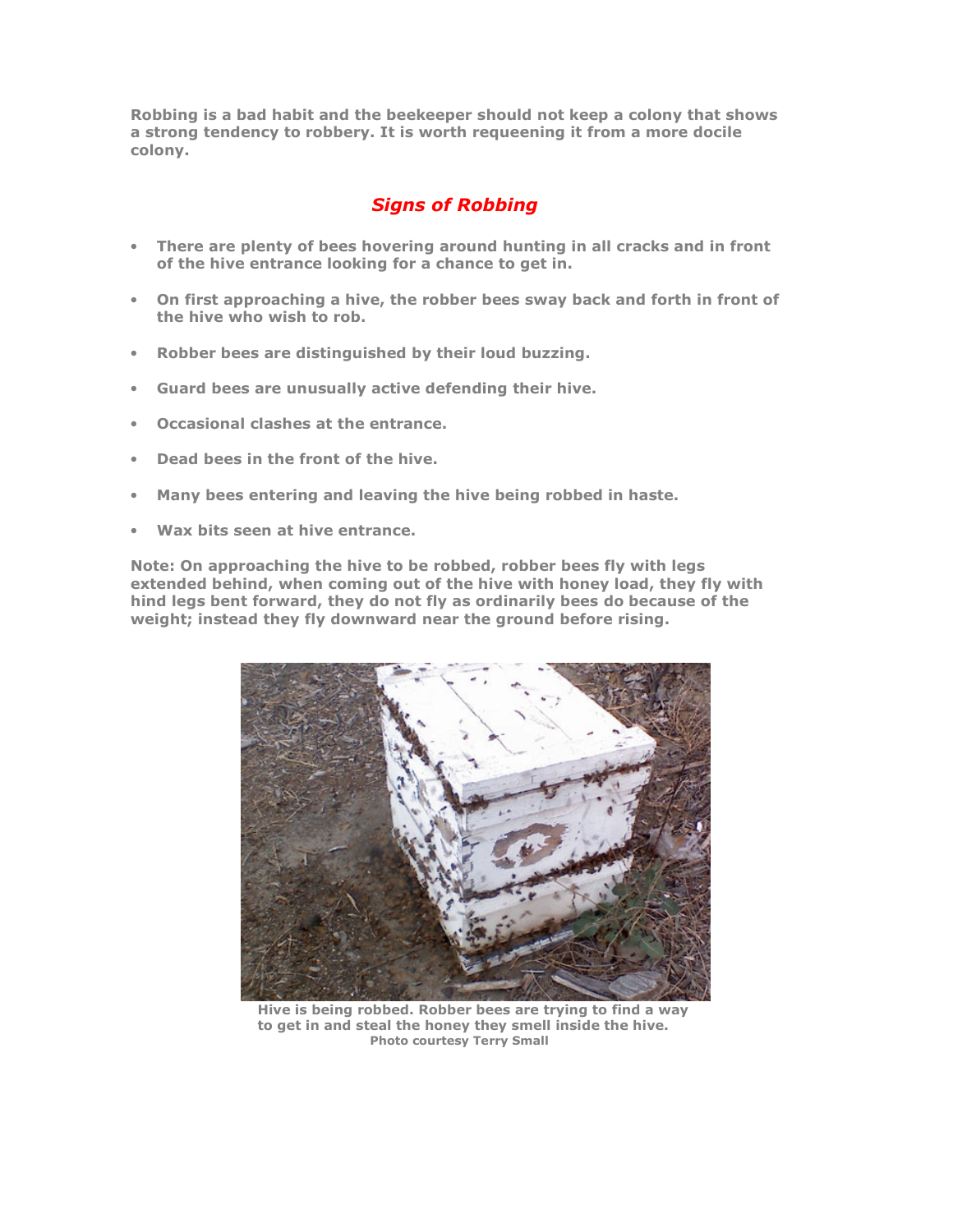**Robbing is a bad habit and the beekeeper should not keep a colony that shows a strong tendency to robbery. It is worth requeening it from a more docile colony.**

## *Signs of Robbing*

- **There are plenty of bees hovering around hunting in all cracks and in front of the hive entrance looking for a chance to get in.**
- **On first approaching a hive, the robber bees sway back and forth in front of the hive who wish to rob.**
- **Robber bees are distinguished by their loud buzzing.**
- **Guard bees are unusually active defending their hive.**
- **Occasional clashes at the entrance.**
- **Dead bees in the front of the hive.**
- **Many bees entering and leaving the hive being robbed in haste.**
- **Wax bits seen at hive entrance.**

**Note: On approaching the hive to be robbed, robber bees fly with legs extended behind, when coming out of the hive with honey load, they fly with hind legs bent forward, they do not fly as ordinarily bees do because of the weight; instead they fly downward near the ground before rising.**

**Hive is being robbed. Robber bees are trying to find a way to get in and steal the honey they smell inside the hive.**
**Photo courtesy Terry Small**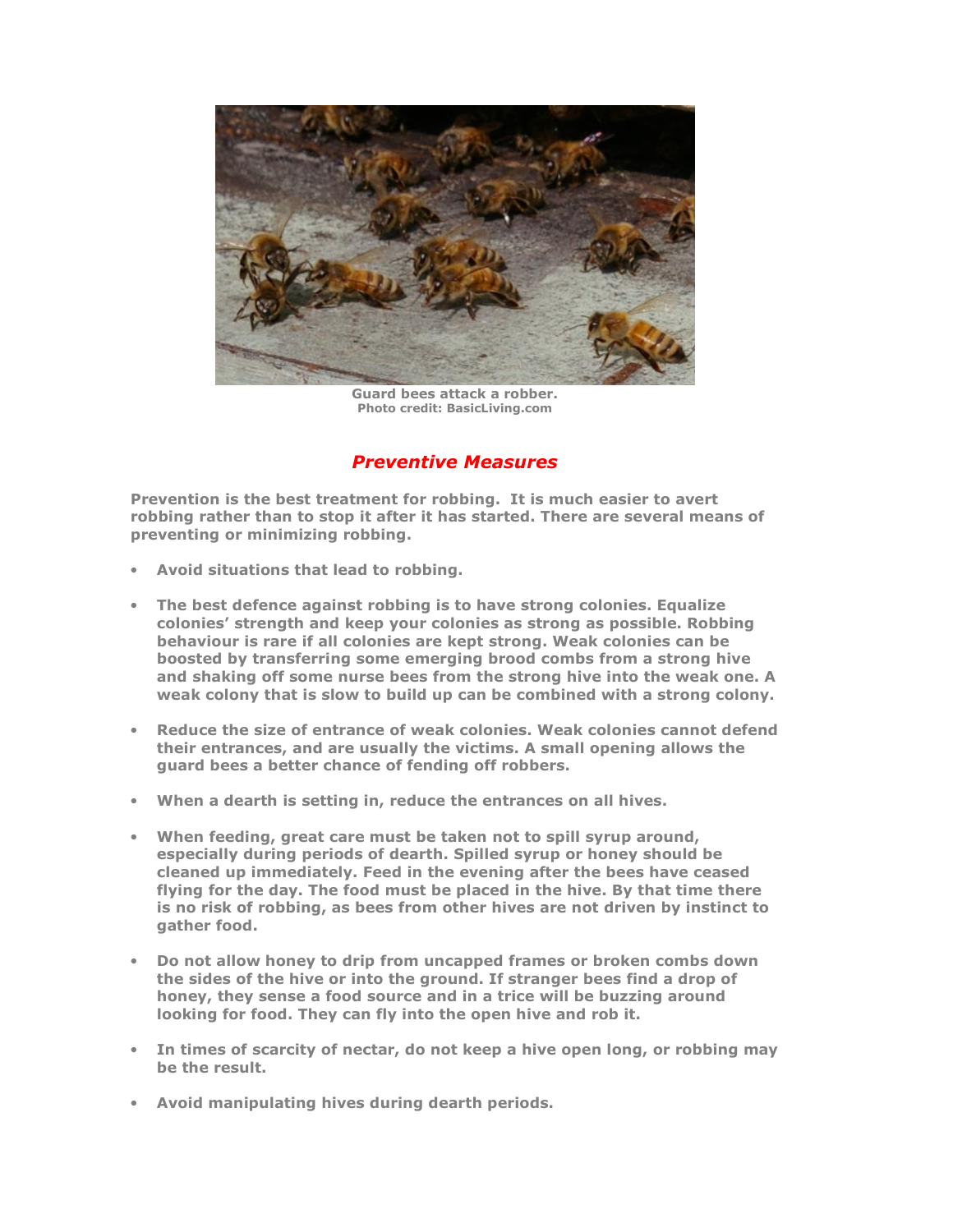**Guard bees attack a robber.**
**Photo credit: BasicLiving.com**

## ***Preventive Measures***

**Prevention is the best treatment for robbing. It is much easier to avert robbing rather than to stop it after it has started. There are several means of preventing or minimizing robbing.**

- **Avoid situations that lead to robbing.**
- **The best defence against robbing is to have strong colonies. Equalize colonies' strength and keep your colonies as strong as possible. Robbing behaviour is rare if all colonies are kept strong. Weak colonies can be boosted by transferring some emerging brood combs from a strong hive and shaking off some nurse bees from the strong hive into the weak one. A weak colony that is slow to build up can be combined with a strong colony.**
- **Reduce the size of entrance of weak colonies. Weak colonies cannot defend their entrances, and are usually the victims. A small opening allows the guard bees a better chance of fending off robbers.**
- **When a dearth is setting in, reduce the entrances on all hives.**
- **When feeding, great care must be taken not to spill syrup around, especially during periods of dearth. Spilled syrup or honey should be cleaned up immediately. Feed in the evening after the bees have ceased flying for the day. The food must be placed in the hive. By that time there is no risk of robbing, as bees from other hives are not driven by instinct to gather food.**
- **Do not allow honey to drip from uncapped frames or broken combs down the sides of the hive or into the ground. If stranger bees find a drop of honey, they sense a food source and in a trice will be buzzing around looking for food. They can fly into the open hive and rob it.**
- **In times of scarcity of nectar, do not keep a hive open long, or robbing may be the result.**
- **Avoid manipulating hives during dearth periods.**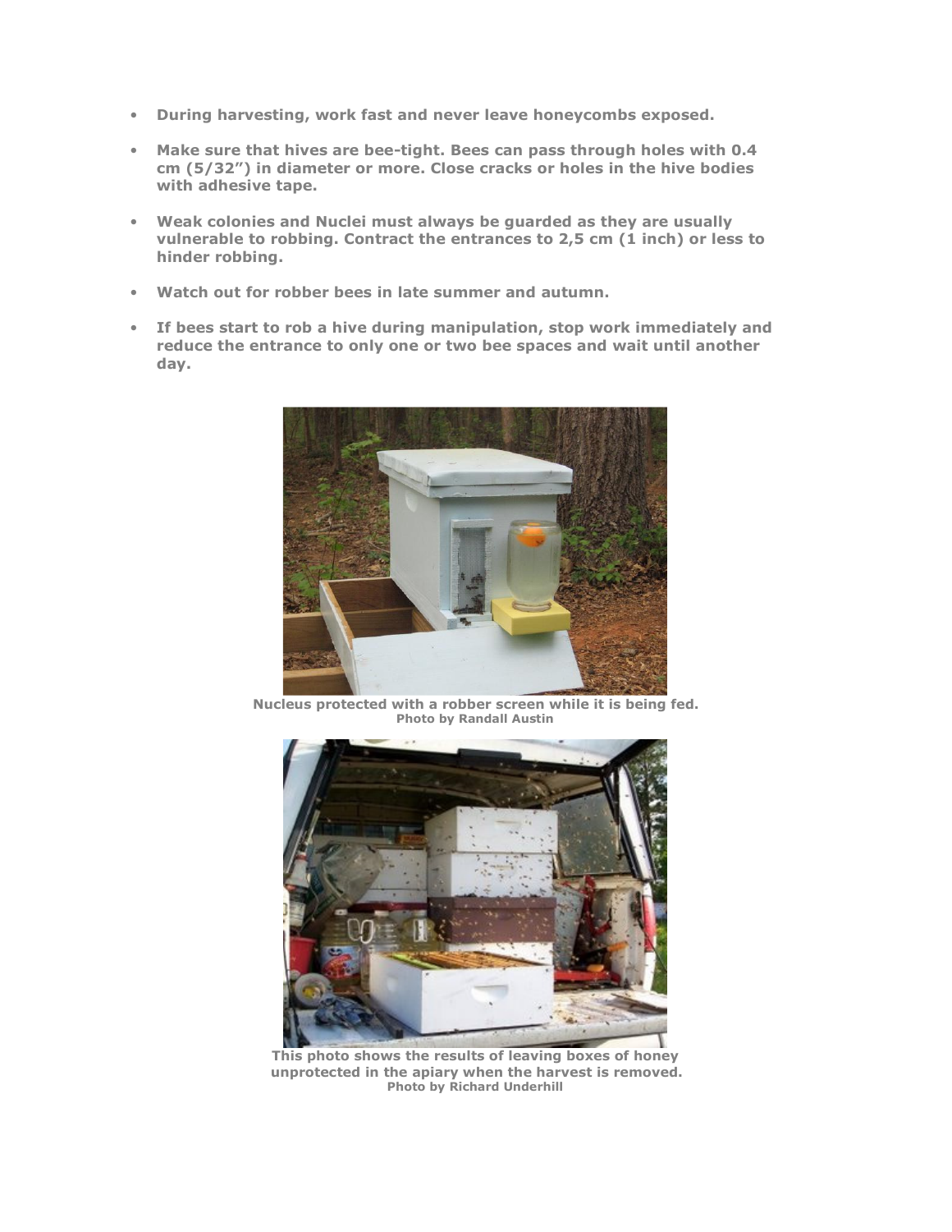- **During harvesting, work fast and never leave honeycombs exposed.**

- **Make sure that hives are bee-tight. Bees can pass through holes with 0.4 cm (5/32") in diameter or more. Close cracks or holes in the hive bodies with adhesive tape.**

- **Weak colonies and Nuclei must always be guarded as they are usually vulnerable to robbing. Contract the entrances to 2,5 cm (1 inch) or less to hinder robbing.**

- **Watch out for robber bees in late summer and autumn.**

- **If bees start to rob a hive during manipulation, stop work immediately and reduce the entrance to only one or two bee spaces and wait until another day.**

**Nucleus protected with a robber screen while it is being fed.**
**Photo by Randall Austin**

**This photo shows the results of leaving boxes of honey unprotected in the apiary when the harvest is removed.**
**Photo by Richard Underhill**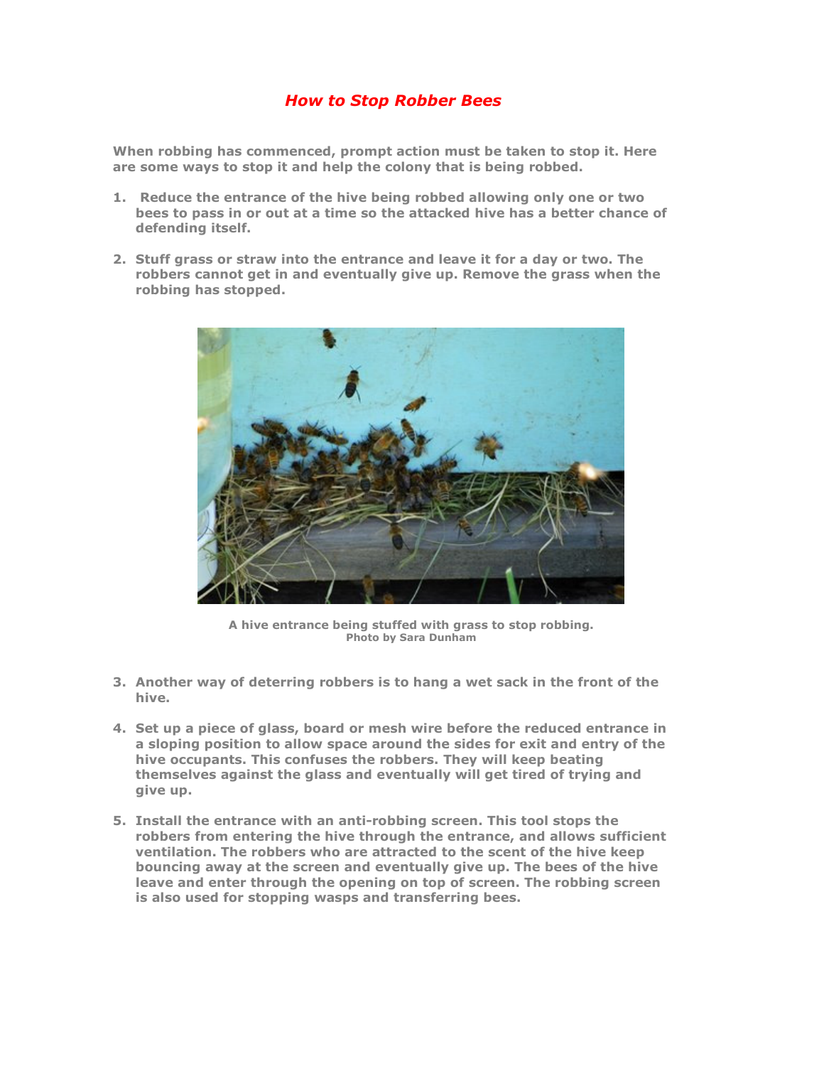# *How to Stop Robber Bees*

**When robbing has commenced, prompt action must be taken to stop it. Here are some ways to stop it and help the colony that is being robbed.**

1. **Reduce the entrance of the hive being robbed allowing only one or two bees to pass in or out at a time so the attacked hive has a better chance of defending itself.**

2. **Stuff grass or straw into the entrance and leave it for a day or two. The robbers cannot get in and eventually give up. Remove the grass when the robbing has stopped.**

**A hive entrance being stuffed with grass to stop robbing.**
**Photo by Sara Dunham**

3. **Another way of deterring robbers is to hang a wet sack in the front of the hive.**

4. **Set up a piece of glass, board or mesh wire before the reduced entrance in a sloping position to allow space around the sides for exit and entry of the hive occupants. This confuses the robbers. They will keep beating themselves against the glass and eventually will get tired of trying and give up.**

5. **Install the entrance with an anti-robbing screen. This tool stops the robbers from entering the hive through the entrance, and allows sufficient ventilation. The robbers who are attracted to the scent of the hive keep bouncing away at the screen and eventually give up. The bees of the hive leave and enter through the opening on top of screen. The robbing screen is also used for stopping wasps and transferring bees.**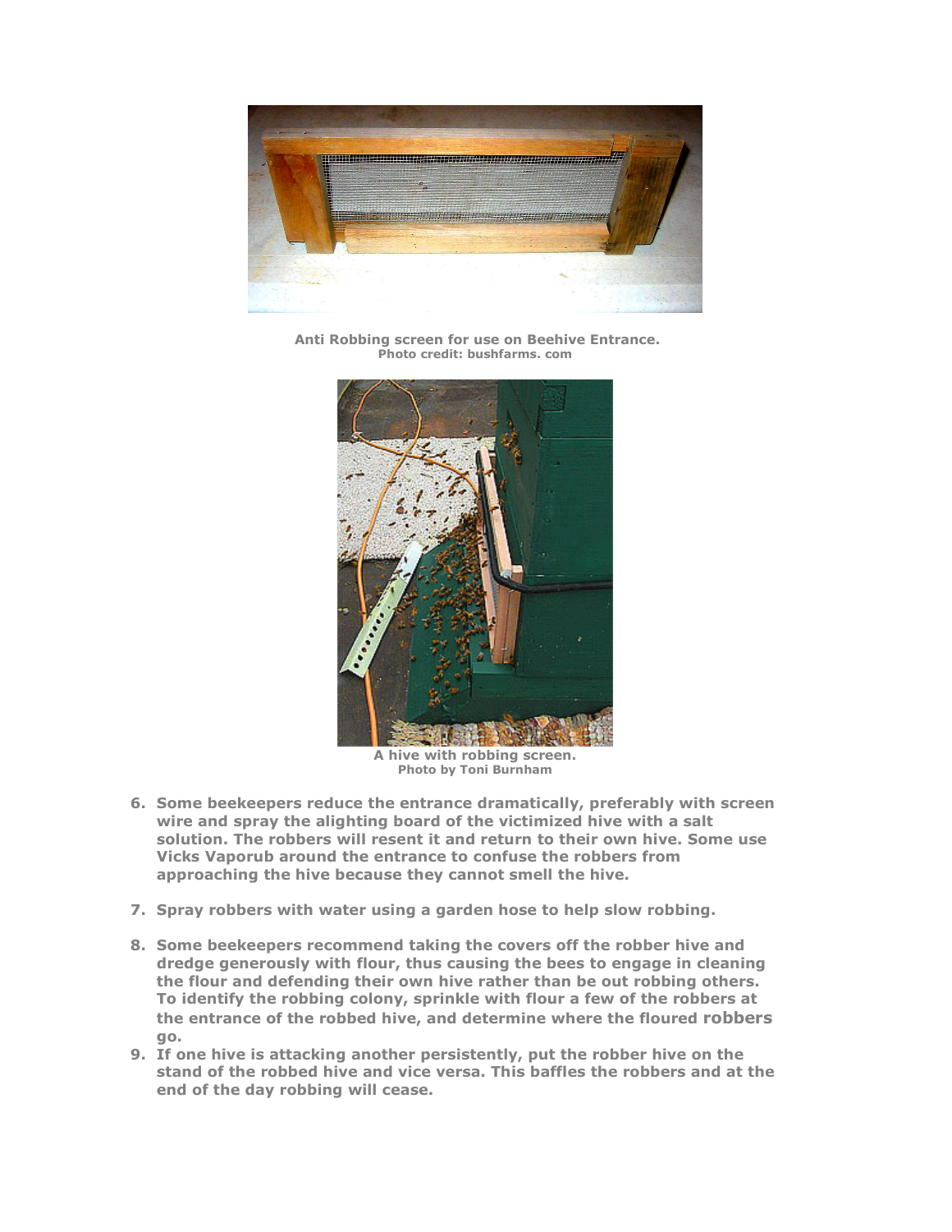**Anti Robbing screen for use on Beehive Entrance.**
**Photo credit: bushfarms. com**

**A hive with robbing screen.**
**Photo by Toni Burnham**

6. **Some beekeepers reduce the entrance dramatically, preferably with screen wire and spray the alighting board of the victimized hive with a salt solution. The robbers will resent it and return to their own hive. Some use Vicks Vaporub around the entrance to confuse the robbers from approaching the hive because they cannot smell the hive.**
7. **Spray robbers with water using a garden hose to help slow robbing.**
8. **Some beekeepers recommend taking the covers off the robber hive and dredge generously with flour, thus causing the bees to engage in cleaning the flour and defending their own hive rather than be out robbing others. To identify the robbing colony, sprinkle with flour a few of the robbers at the entrance of the robbed hive, and determine where the floured robbers go.**
9. **If one hive is attacking another persistently, put the robber hive on the stand of the robbed hive and vice versa. This baffles the robbers and at the end of the day robbing will cease.**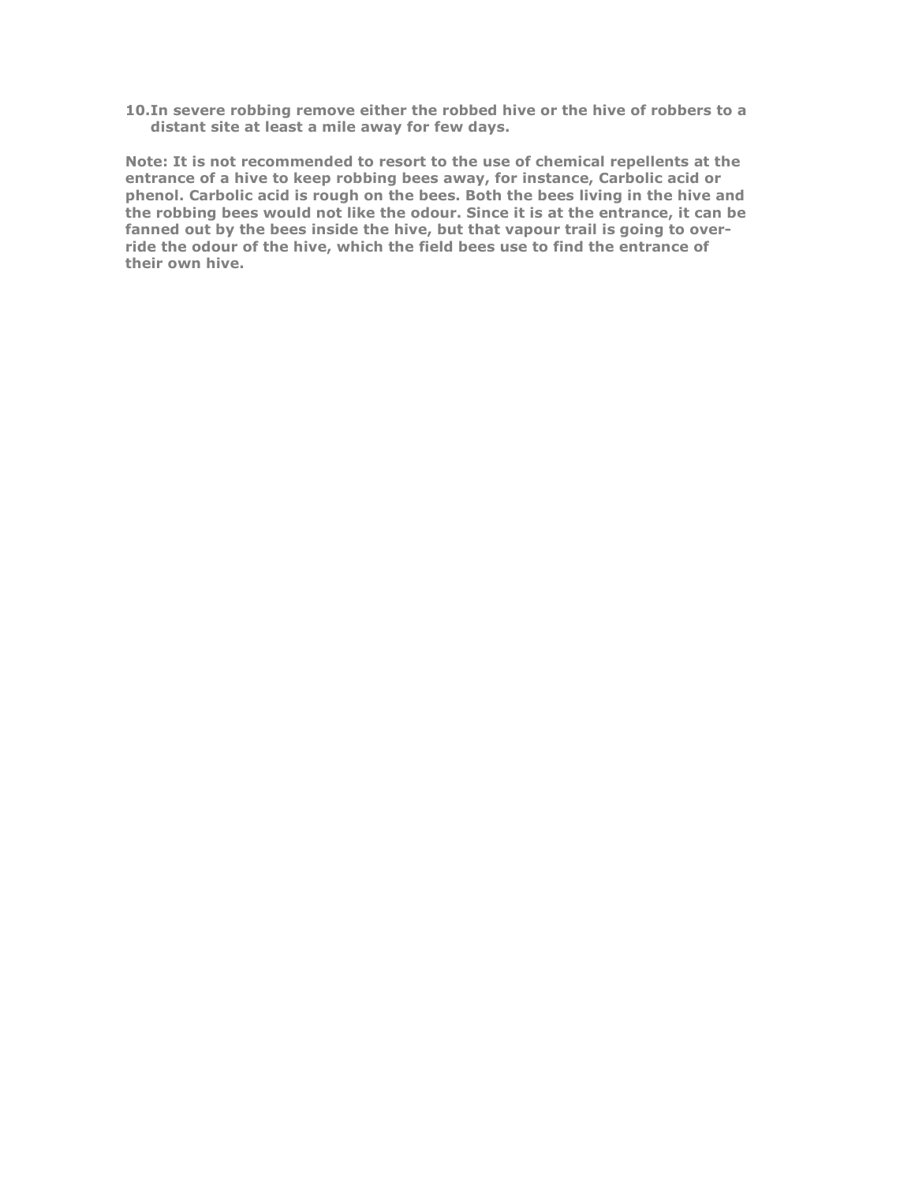10. **In severe robbing remove either the robbed hive or the hive of robbers to a distant site at least a mile away for few days.**

**Note: It is not recommended to resort to the use of chemical repellents at the entrance of a hive to keep robbing bees away, for instance, Carbolic acid or phenol. Carbolic acid is rough on the bees. Both the bees living in the hive and the robbing bees would not like the odour. Since it is at the entrance, it can be fanned out by the bees inside the hive, but that vapour trail is going to over-ride the odour of the hive, which the field bees use to find the entrance of their own hive.**